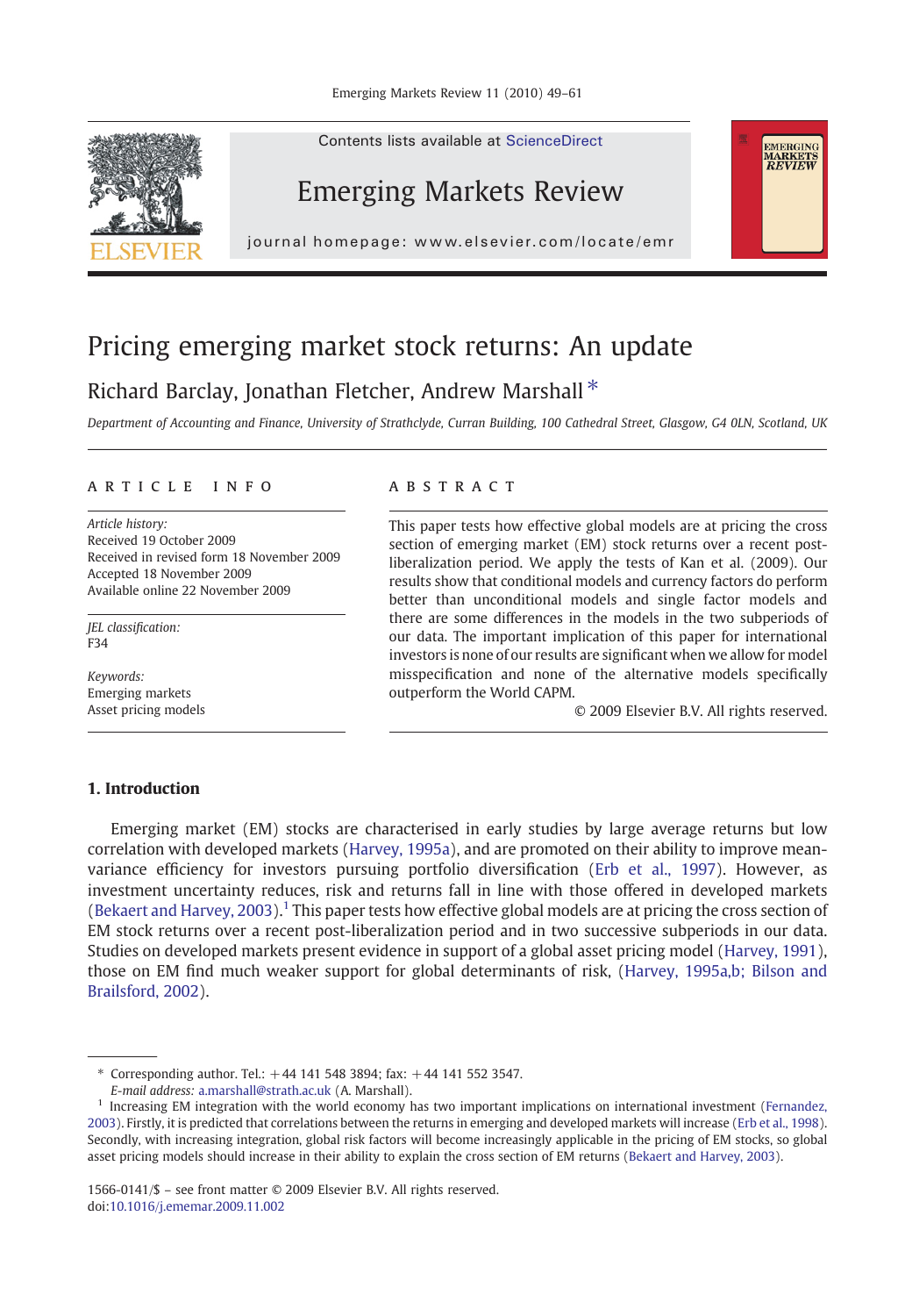# Pricing emerging market stock returns: An update

Richard Barclay, Jonathan Fletcher, Andrew Marshall *

*Department of Accounting and Finance, University of Strathclyde, Curran Building, 100 Cathedral Street, Glasgow, G4 0LN, Scotland, UK*

## ARTICLE INFO

*Article history:*
Received 19 October 2009
Received in revised form 18 November 2009
Accepted 18 November 2009
Available online 22 November 2009

*JEL classification:*
F34

*Keywords:*
Emerging markets
Asset pricing models

## ABSTRACT

This paper tests how effective global models are at pricing the cross section of emerging market (EM) stock returns over a recent post-liberalization period. We apply the tests of Kan et al. (2009). Our results show that conditional models and currency factors do perform better than unconditional models and single factor models and there are some differences in the models in the two subperiods of our data. The important implication of this paper for international investors is none of our results are significant when we allow for model misspecification and none of the alternative models specifically outperform the World CAPM.

© 2009 Elsevier B.V. All rights reserved.

## 1. Introduction

Emerging market (EM) stocks are characterised in early studies by large average returns but low correlation with developed markets (Harvey, 1995a), and are promoted on their ability to improve mean-variance efficiency for investors pursuing portfolio diversification (Erb et al., 1997). However, as investment uncertainty reduces, risk and returns fall in line with those offered in developed markets (Bekaert and Harvey, 2003).[1] This paper tests how effective global models are at pricing the cross section of EM stock returns over a recent post-liberalization period and in two successive subperiods in our data. Studies on developed markets present evidence in support of a global asset pricing model (Harvey, 1991), those on EM find much weaker support for global determinants of risk, (Harvey, 1995a,b; Bilson and Brailsford, 2002).

---

* Corresponding author. Tel.: +44 141 548 3894; fax: +44 141 552 3547.
*E-mail address:* a.marshall@strath.ac.uk (A. Marshall).

[1] Increasing EM integration with the world economy has two important implications on international investment (Fernandez, 2003). Firstly, it is predicted that correlations between the returns in emerging and developed markets will increase (Erb et al., 1998). Secondly, with increasing integration, global risk factors will become increasingly applicable in the pricing of EM stocks, so global asset pricing models should increase in their ability to explain the cross section of EM returns (Bekaert and Harvey, 2003).

1566-0141/$ – see front matter © 2009 Elsevier B.V. All rights reserved.
doi:10.1016/j.ememar.2009.11.002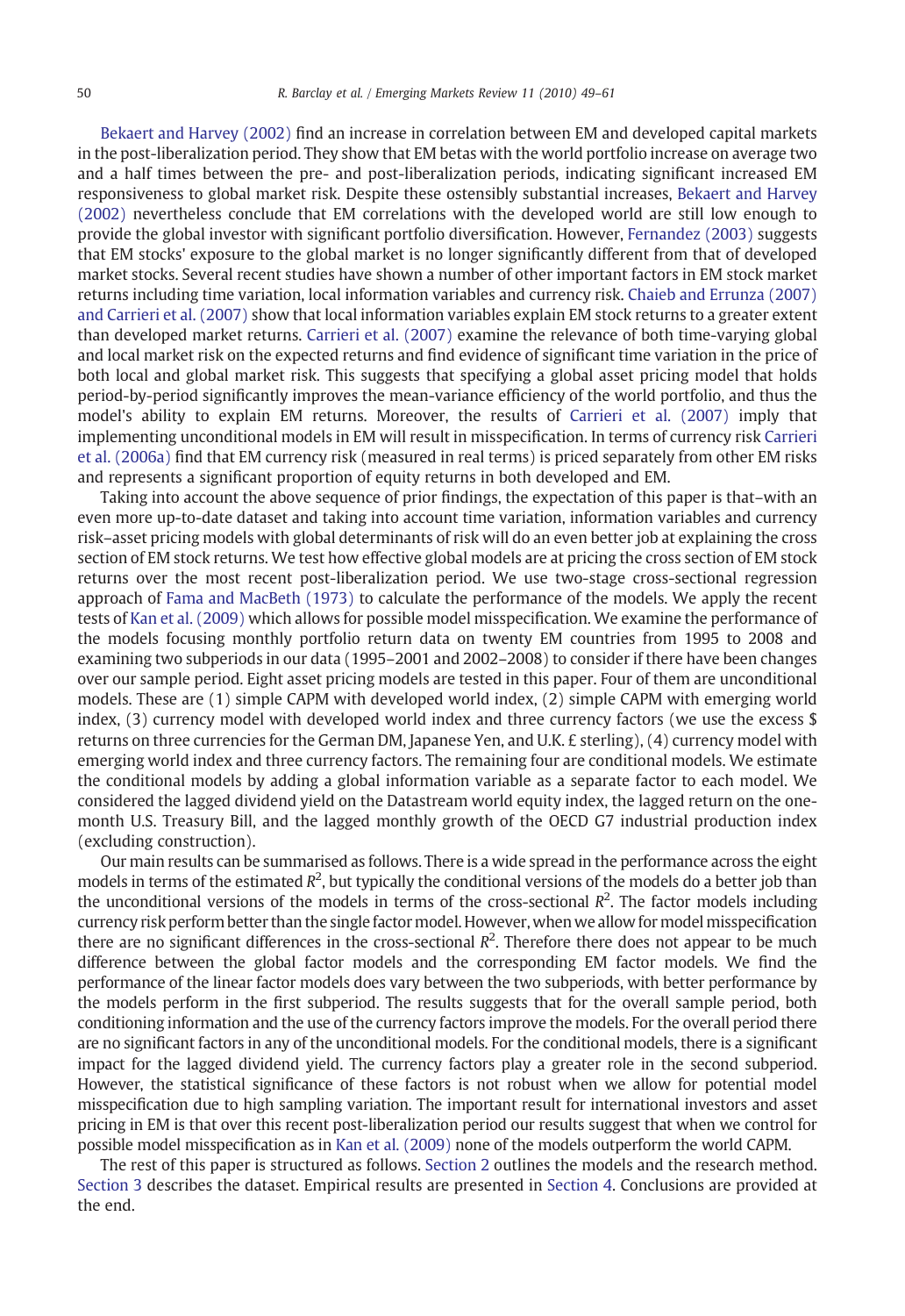Bekaert and Harvey (2002) find an increase in correlation between EM and developed capital markets in the post-liberalization period. They show that EM betas with the world portfolio increase on average two and a half times between the pre- and post-liberalization periods, indicating significant increased EM responsiveness to global market risk. Despite these ostensibly substantial increases, Bekaert and Harvey (2002) nevertheless conclude that EM correlations with the developed world are still low enough to provide the global investor with significant portfolio diversification. However, Fernandez (2003) suggests that EM stocks' exposure to the global market is no longer significantly different from that of developed market stocks. Several recent studies have shown a number of other important factors in EM stock market returns including time variation, local information variables and currency risk. Chaieb and Errunza (2007) and Carrieri et al. (2007) show that local information variables explain EM stock returns to a greater extent than developed market returns. Carrieri et al. (2007) examine the relevance of both time-varying global and local market risk on the expected returns and find evidence of significant time variation in the price of both local and global market risk. This suggests that specifying a global asset pricing model that holds period-by-period significantly improves the mean-variance efficiency of the world portfolio, and thus the model's ability to explain EM returns. Moreover, the results of Carrieri et al. (2007) imply that implementing unconditional models in EM will result in misspecification. In terms of currency risk Carrieri et al. (2006a) find that EM currency risk (measured in real terms) is priced separately from other EM risks and represents a significant proportion of equity returns in both developed and EM.

Taking into account the above sequence of prior findings, the expectation of this paper is that–with an even more up-to-date dataset and taking into account time variation, information variables and currency risk–asset pricing models with global determinants of risk will do an even better job at explaining the cross section of EM stock returns. We test how effective global models are at pricing the cross section of EM stock returns over the most recent post-liberalization period. We use two-stage cross-sectional regression approach of Fama and MacBeth (1973) to calculate the performance of the models. We apply the recent tests of Kan et al. (2009) which allows for possible model misspecification. We examine the performance of the models focusing monthly portfolio return data on twenty EM countries from 1995 to 2008 and examining two subperiods in our data (1995–2001 and 2002–2008) to consider if there have been changes over our sample period. Eight asset pricing models are tested in this paper. Four of them are unconditional models. These are (1) simple CAPM with developed world index, (2) simple CAPM with emerging world index, (3) currency model with developed world index and three currency factors (we use the excess $ returns on three currencies for the German DM, Japanese Yen, and U.K. £ sterling), (4) currency model with emerging world index and three currency factors. The remaining four are conditional models. We estimate the conditional models by adding a global information variable as a separate factor to each model. We considered the lagged dividend yield on the Datastream world equity index, the lagged return on the one-month U.S. Treasury Bill, and the lagged monthly growth of the OECD G7 industrial production index (excluding construction).

Our main results can be summarised as follows. There is a wide spread in the performance across the eight models in terms of the estimated $R^2$, but typically the conditional versions of the models do a better job than the unconditional versions of the models in terms of the cross-sectional $R^2$. The factor models including currency risk perform better than the single factor model. However, when we allow for model misspecification there are no significant differences in the cross-sectional $R^2$. Therefore there does not appear to be much difference between the global factor models and the corresponding EM factor models. We find the performance of the linear factor models does vary between the two subperiods, with better performance by the models perform in the first subperiod. The results suggests that for the overall sample period, both conditioning information and the use of the currency factors improve the models. For the overall period there are no significant factors in any of the unconditional models. For the conditional models, there is a significant impact for the lagged dividend yield. The currency factors play a greater role in the second subperiod. However, the statistical significance of these factors is not robust when we allow for potential model misspecification due to high sampling variation. The important result for international investors and asset pricing in EM is that over this recent post-liberalization period our results suggest that when we control for possible model misspecification as in Kan et al. (2009) none of the models outperform the world CAPM.

The rest of this paper is structured as follows. Section 2 outlines the models and the research method. Section 3 describes the dataset. Empirical results are presented in Section 4. Conclusions are provided at the end.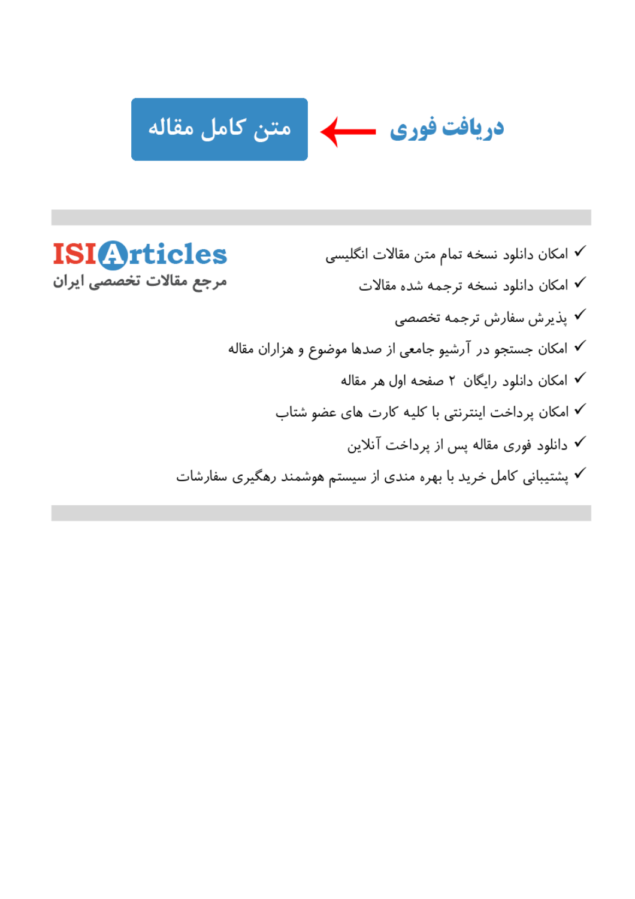دریافت فوری ← متن کامل مقاله

**ISIArticles**

مرجع مقالات تخصصی ایران

- ✓ امکان دانلود نسخه تمام متن مقالات انگلیسی
- ✓ امکان دانلود نسخه ترجمه شده مقالات
- ✓ پذیرش سفارش ترجمه تخصصی
- ✓ امکان جستجو در آرشیو جامعی از صدها موضوع و هزاران مقاله
- ✓ امکان دانلود رایگان ۲ صفحه اول هر مقاله
- ✓ امکان پرداخت اینترنتی با کلیه کارت های عضو شتاب
- ✓ دانلود فوری مقاله پس از پرداخت آنلاین
- ✓ پشتیبانی کامل خرید با بهره مندی از سیستم هوشمند رهگیری سفارشات